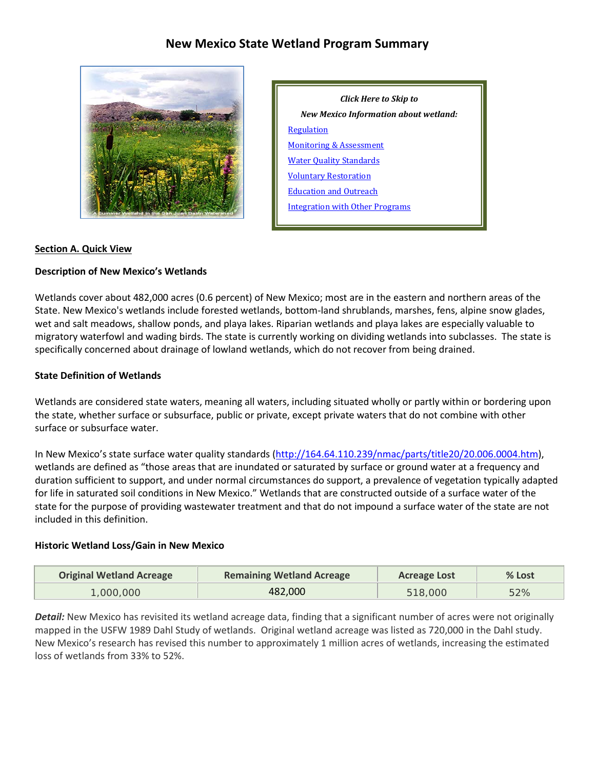# New Mexico State Wetland Program Summary

A Summer Wetland in the San Juan Basin Watershed

*Click Here to Skip to*

*New Mexico Information about wetland:*

- [Regulation]
- [Monitoring & Assessment]
- [Water Quality Standards]
- [Voluntary Restoration]
- [Education and Outreach]
- [Integration with Other Programs]

## Section A. Quick View

### Description of New Mexico's Wetlands

Wetlands cover about 482,000 acres (0.6 percent) of New Mexico; most are in the eastern and northern areas of the State. New Mexico's wetlands include forested wetlands, bottom-land shrublands, marshes, fens, alpine snow glades, wet and salt meadows, shallow ponds, and playa lakes. Riparian wetlands and playa lakes are especially valuable to migratory waterfowl and wading birds. The state is currently working on dividing wetlands into subclasses. The state is specifically concerned about drainage of lowland wetlands, which do not recover from being drained.

### State Definition of Wetlands

Wetlands are considered state waters, meaning all waters, including situated wholly or partly within or bordering upon the state, whether surface or subsurface, public or private, except private waters that do not combine with other surface or subsurface water.

In New Mexico's state surface water quality standards (http://164.64.110.239/nmac/parts/title20/20.006.0004.htm), wetlands are defined as "those areas that are inundated or saturated by surface or ground water at a frequency and duration sufficient to support, and under normal circumstances do support, a prevalence of vegetation typically adapted for life in saturated soil conditions in New Mexico." Wetlands that are constructed outside of a surface water of the state for the purpose of providing wastewater treatment and that do not impound a surface water of the state are not included in this definition.

### Historic Wetland Loss/Gain in New Mexico

| Original Wetland Acreage | Remaining Wetland Acreage | Acreage Lost | % Lost |
|---|---|---|---|
| 1,000,000 | 482,000 | 518,000 | 52% |

***Detail:*** New Mexico has revisited its wetland acreage data, finding that a significant number of acres were not originally mapped in the USFW 1989 Dahl Study of wetlands. Original wetland acreage was listed as 720,000 in the Dahl study. New Mexico's research has revised this number to approximately 1 million acres of wetlands, increasing the estimated loss of wetlands from 33% to 52%.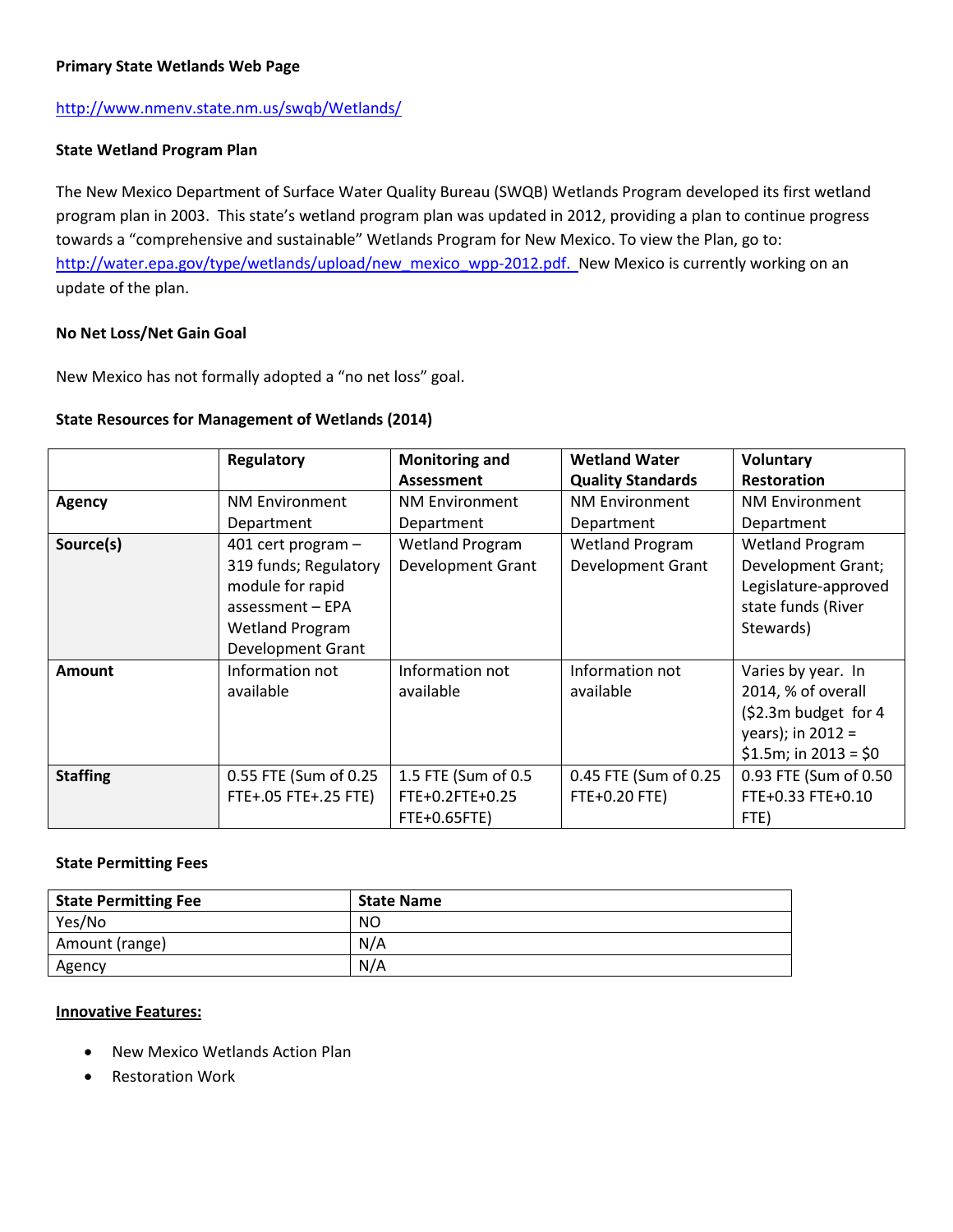**Primary State Wetlands Web Page**

http://www.nmenv.state.nm.us/swqb/Wetlands/

**State Wetland Program Plan**

The New Mexico Department of Surface Water Quality Bureau (SWQB) Wetlands Program developed its first wetland program plan in 2003. This state's wetland program plan was updated in 2012, providing a plan to continue progress towards a "comprehensive and sustainable" Wetlands Program for New Mexico. To view the Plan, go to: http://water.epa.gov/type/wetlands/upload/new_mexico_wpp-2012.pdf. New Mexico is currently working on an update of the plan.

**No Net Loss/Net Gain Goal**

New Mexico has not formally adopted a "no net loss" goal.

**State Resources for Management of Wetlands (2014)**

| | Regulatory | Monitoring and Assessment | Wetland Water Quality Standards | Voluntary Restoration |
|---|---|---|---|---|
| **Agency** | NM Environment Department | NM Environment Department | NM Environment Department | NM Environment Department |
| **Source(s)** | 401 cert program – 319 funds; Regulatory module for rapid assessment – EPA Wetland Program Development Grant | Wetland Program Development Grant | Wetland Program Development Grant | Wetland Program Development Grant; Legislature-approved state funds (River Stewards) |
| **Amount** | Information not available | Information not available | Information not available | Varies by year. In 2014, % of overall ($2.3m budget for 4 years); in 2012 = $1.5m; in 2013 = $0 |
| **Staffing** | 0.55 FTE (Sum of 0.25 FTE+.05 FTE+.25 FTE) | 1.5 FTE (Sum of 0.5 FTE+0.2FTE+0.25 FTE+0.65FTE) | 0.45 FTE (Sum of 0.25 FTE+0.20 FTE) | 0.93 FTE (Sum of 0.50 FTE+0.33 FTE+0.10 FTE) |

**State Permitting Fees**

| State Permitting Fee | State Name |
|---|---|
| Yes/No | NO |
| Amount (range) | N/A |
| Agency | N/A |

**Innovative Features:**

- New Mexico Wetlands Action Plan
- Restoration Work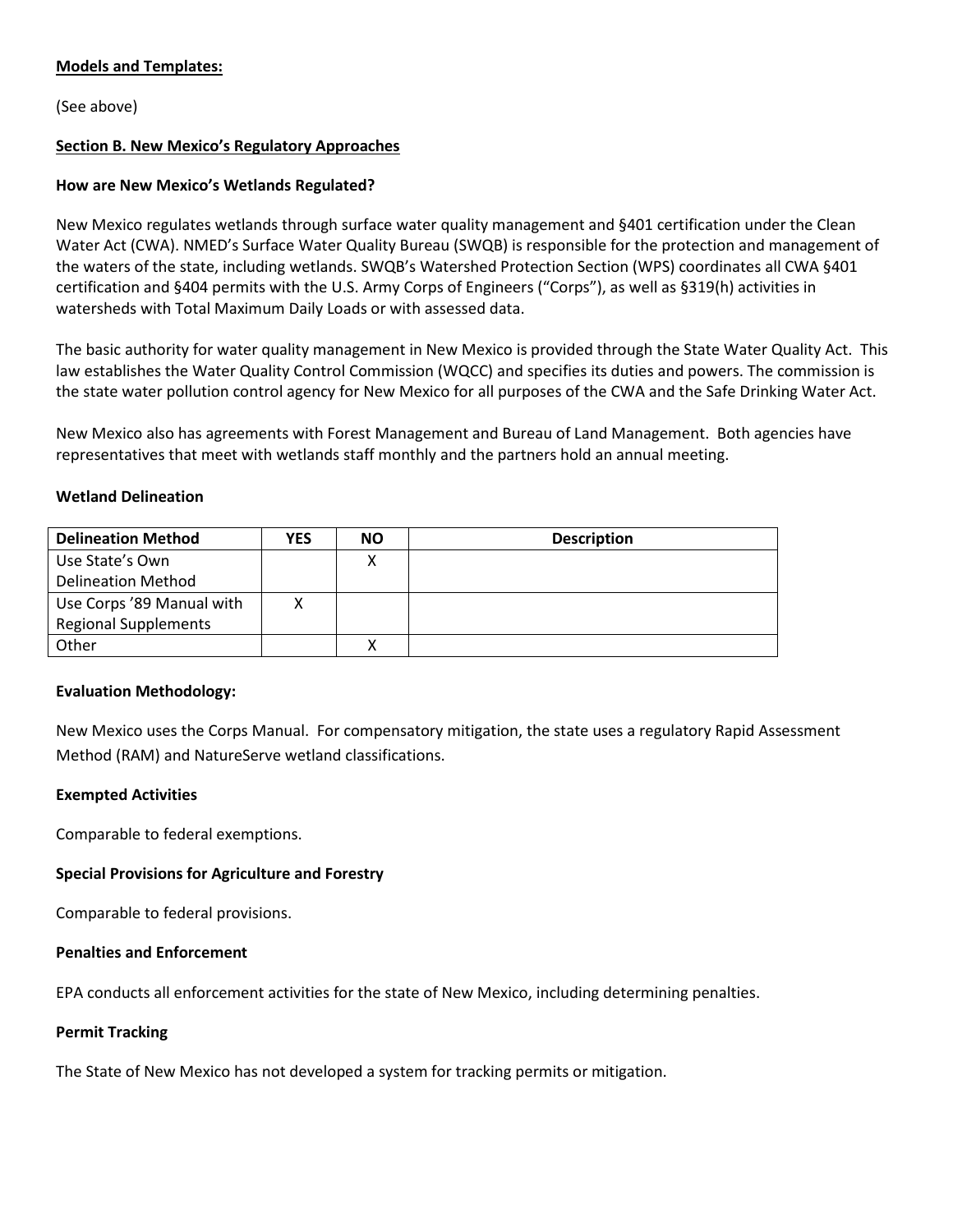**Models and Templates:**

(See above)

**Section B. New Mexico's Regulatory Approaches**

**How are New Mexico's Wetlands Regulated?**

New Mexico regulates wetlands through surface water quality management and §401 certification under the Clean Water Act (CWA). NMED's Surface Water Quality Bureau (SWQB) is responsible for the protection and management of the waters of the state, including wetlands. SWQB's Watershed Protection Section (WPS) coordinates all CWA §401 certification and §404 permits with the U.S. Army Corps of Engineers ("Corps"), as well as §319(h) activities in watersheds with Total Maximum Daily Loads or with assessed data.

The basic authority for water quality management in New Mexico is provided through the State Water Quality Act. This law establishes the Water Quality Control Commission (WQCC) and specifies its duties and powers. The commission is the state water pollution control agency for New Mexico for all purposes of the CWA and the Safe Drinking Water Act.

New Mexico also has agreements with Forest Management and Bureau of Land Management. Both agencies have representatives that meet with wetlands staff monthly and the partners hold an annual meeting.

**Wetland Delineation**

| Delineation Method | YES | NO | Description |
|---|---|---|---|
| Use State's Own Delineation Method | | X | |
| Use Corps '89 Manual with Regional Supplements | X | | |
| Other | | X | |

**Evaluation Methodology:**

New Mexico uses the Corps Manual. For compensatory mitigation, the state uses a regulatory Rapid Assessment Method (RAM) and NatureServe wetland classifications.

**Exempted Activities**

Comparable to federal exemptions.

**Special Provisions for Agriculture and Forestry**

Comparable to federal provisions.

**Penalties and Enforcement**

EPA conducts all enforcement activities for the state of New Mexico, including determining penalties.

**Permit Tracking**

The State of New Mexico has not developed a system for tracking permits or mitigation.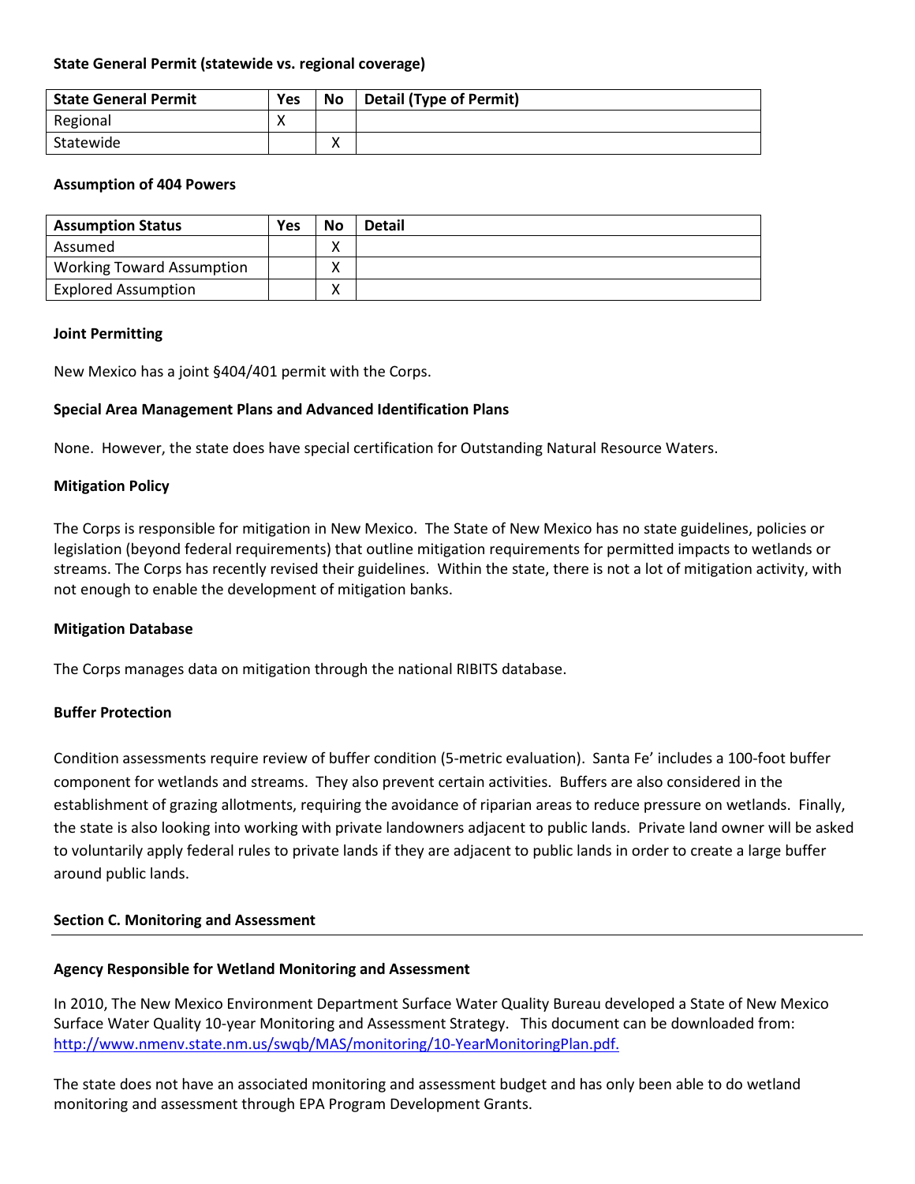**State General Permit (statewide vs. regional coverage)**

| State General Permit | Yes | No | Detail (Type of Permit) |
|---|---|---|---|
| Regional | X | | |
| Statewide | | X | |

**Assumption of 404 Powers**

| Assumption Status | Yes | No | Detail |
|---|---|---|---|
| Assumed | | X | |
| Working Toward Assumption | | X | |
| Explored Assumption | | X | |

**Joint Permitting**

New Mexico has a joint §404/401 permit with the Corps.

**Special Area Management Plans and Advanced Identification Plans**

None. However, the state does have special certification for Outstanding Natural Resource Waters.

**Mitigation Policy**

The Corps is responsible for mitigation in New Mexico. The State of New Mexico has no state guidelines, policies or legislation (beyond federal requirements) that outline mitigation requirements for permitted impacts to wetlands or streams. The Corps has recently revised their guidelines. Within the state, there is not a lot of mitigation activity, with not enough to enable the development of mitigation banks.

**Mitigation Database**

The Corps manages data on mitigation through the national RIBITS database.

**Buffer Protection**

Condition assessments require review of buffer condition (5-metric evaluation). Santa Fe' includes a 100-foot buffer component for wetlands and streams. They also prevent certain activities. Buffers are also considered in the establishment of grazing allotments, requiring the avoidance of riparian areas to reduce pressure on wetlands. Finally, the state is also looking into working with private landowners adjacent to public lands. Private land owner will be asked to voluntarily apply federal rules to private lands if they are adjacent to public lands in order to create a large buffer around public lands.

## Section C. Monitoring and Assessment

**Agency Responsible for Wetland Monitoring and Assessment**

In 2010, The New Mexico Environment Department Surface Water Quality Bureau developed a State of New Mexico Surface Water Quality 10-year Monitoring and Assessment Strategy. This document can be downloaded from: http://www.nmenv.state.nm.us/swqb/MAS/monitoring/10-YearMonitoringPlan.pdf.

The state does not have an associated monitoring and assessment budget and has only been able to do wetland monitoring and assessment through EPA Program Development Grants.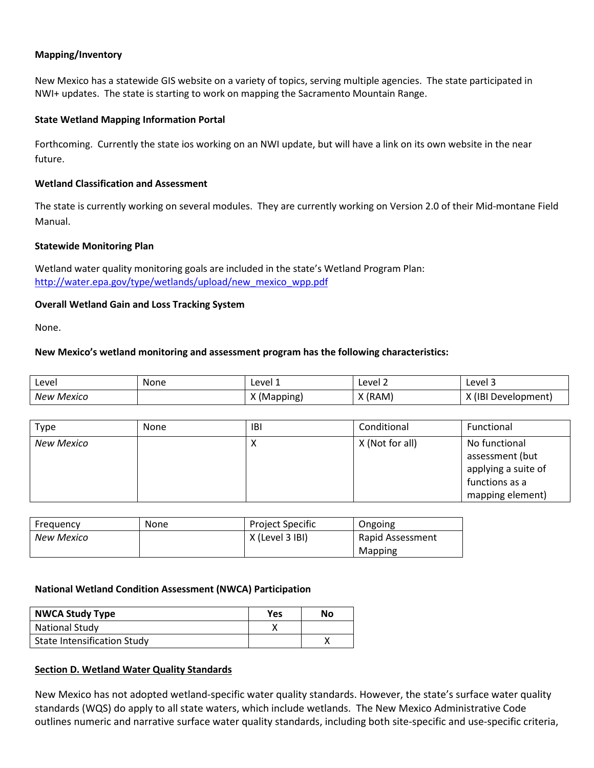**Mapping/Inventory**

New Mexico has a statewide GIS website on a variety of topics, serving multiple agencies. The state participated in NWI+ updates. The state is starting to work on mapping the Sacramento Mountain Range.

**State Wetland Mapping Information Portal**

Forthcoming. Currently the state ios working on an NWI update, but will have a link on its own website in the near future.

**Wetland Classification and Assessment**

The state is currently working on several modules. They are currently working on Version 2.0 of their Mid-montane Field Manual.

**Statewide Monitoring Plan**

Wetland water quality monitoring goals are included in the state's Wetland Program Plan: http://water.epa.gov/type/wetlands/upload/new_mexico_wpp.pdf

**Overall Wetland Gain and Loss Tracking System**

None.

**New Mexico's wetland monitoring and assessment program has the following characteristics:**

| Level | None | Level 1 | Level 2 | Level 3 |
|---|---|---|---|---|
| *New Mexico* | | X (Mapping) | X (RAM) | X (IBI Development) |

| Type | None | IBI | Conditional | Functional |
|---|---|---|---|---|
| *New Mexico* | | X | X (Not for all) | No functional assessment (but applying a suite of functions as a mapping element) |

| Frequency | None | Project Specific | Ongoing |
|---|---|---|---|
| *New Mexico* | | X (Level 3 IBI) | Rapid Assessment Mapping |

**National Wetland Condition Assessment (NWCA) Participation**

| NWCA Study Type | Yes | No |
|---|---|---|
| National Study | X | |
| State Intensification Study | | X |

**Section D. Wetland Water Quality Standards**

New Mexico has not adopted wetland-specific water quality standards. However, the state's surface water quality standards (WQS) do apply to all state waters, which include wetlands. The New Mexico Administrative Code outlines numeric and narrative surface water quality standards, including both site-specific and use-specific criteria,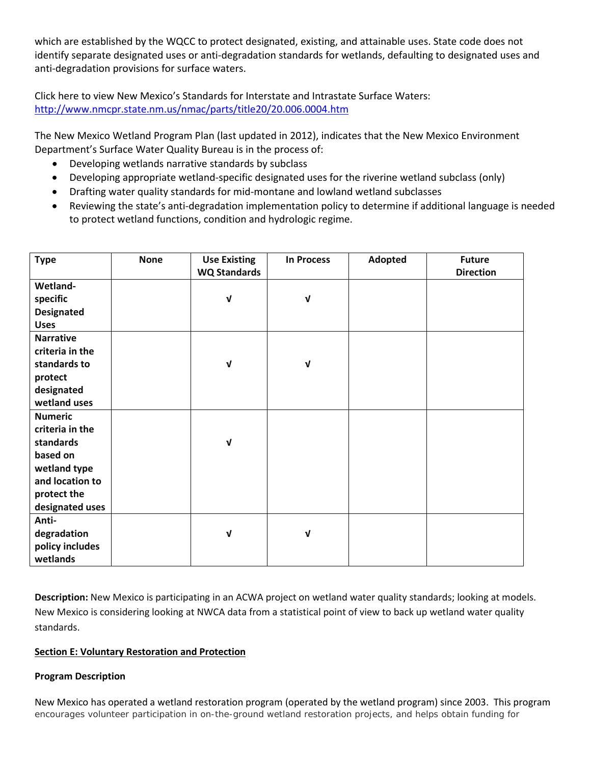which are established by the WQCC to protect designated, existing, and attainable uses. State code does not identify separate designated uses or anti-degradation standards for wetlands, defaulting to designated uses and anti-degradation provisions for surface waters.

Click here to view New Mexico's Standards for Interstate and Intrastate Surface Waters: http://www.nmcpr.state.nm.us/nmac/parts/title20/20.006.0004.htm

The New Mexico Wetland Program Plan (last updated in 2012), indicates that the New Mexico Environment Department's Surface Water Quality Bureau is in the process of:

- Developing wetlands narrative standards by subclass
- Developing appropriate wetland-specific designated uses for the riverine wetland subclass (only)
- Drafting water quality standards for mid-montane and lowland wetland subclasses
- Reviewing the state's anti-degradation implementation policy to determine if additional language is needed to protect wetland functions, condition and hydrologic regime.

| Type | None | Use Existing WQ Standards | In Process | Adopted | Future Direction |
|---|---|---|---|---|---|
| **Wetland-specific Designated Uses** | | √ | √ | | |
| **Narrative criteria in the standards to protect designated wetland uses** | | √ | √ | | |
| **Numeric criteria in the standards based on wetland type and location to protect the designated uses** | | √ | | | |
| **Anti-degradation policy includes wetlands** | | √ | √ | | |

**Description:** New Mexico is participating in an ACWA project on wetland water quality standards; looking at models. New Mexico is considering looking at NWCA data from a statistical point of view to back up wetland water quality standards.

## Section E: Voluntary Restoration and Protection

### Program Description

New Mexico has operated a wetland restoration program (operated by the wetland program) since 2003. This program encourages volunteer participation in on-the-ground wetland restoration projects, and helps obtain funding for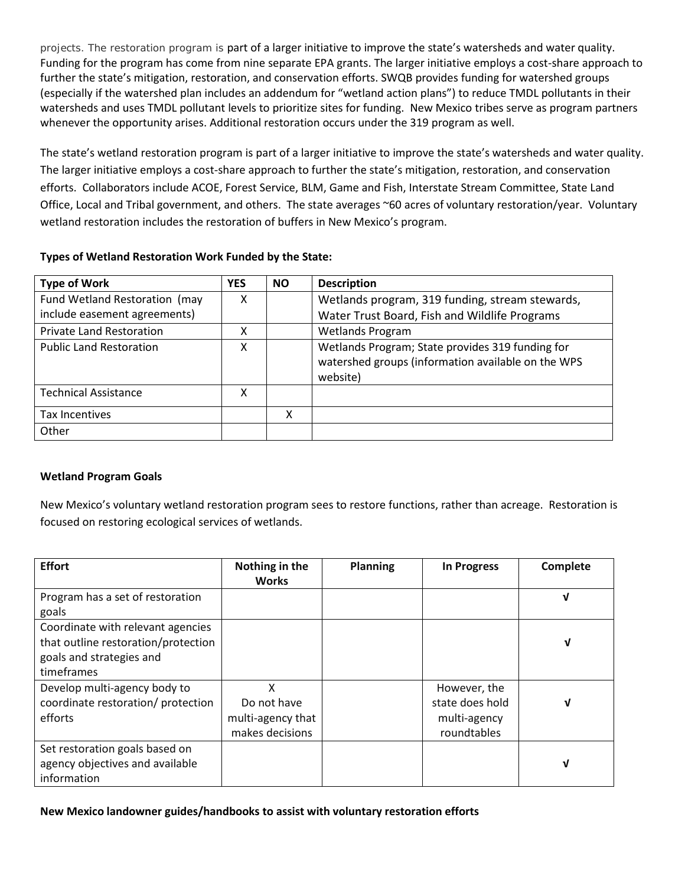projects. The restoration program is part of a larger initiative to improve the state's watersheds and water quality. Funding for the program has come from nine separate EPA grants. The larger initiative employs a cost-share approach to further the state's mitigation, restoration, and conservation efforts. SWQB provides funding for watershed groups (especially if the watershed plan includes an addendum for "wetland action plans") to reduce TMDL pollutants in their watersheds and uses TMDL pollutant levels to prioritize sites for funding. New Mexico tribes serve as program partners whenever the opportunity arises. Additional restoration occurs under the 319 program as well.

The state's wetland restoration program is part of a larger initiative to improve the state's watersheds and water quality. The larger initiative employs a cost-share approach to further the state's mitigation, restoration, and conservation efforts. Collaborators include ACOE, Forest Service, BLM, Game and Fish, Interstate Stream Committee, State Land Office, Local and Tribal government, and others. The state averages ~60 acres of voluntary restoration/year. Voluntary wetland restoration includes the restoration of buffers in New Mexico's program.

**Types of Wetland Restoration Work Funded by the State:**

| Type of Work | YES | NO | Description |
|---|---|---|---|
| Fund Wetland Restoration (may include easement agreements) | X | | Wetlands program, 319 funding, stream stewards, Water Trust Board, Fish and Wildlife Programs |
| Private Land Restoration | X | | Wetlands Program |
| Public Land Restoration | X | | Wetlands Program; State provides 319 funding for watershed groups (information available on the WPS website) |
| Technical Assistance | X | | |
| Tax Incentives | | X | |
| Other | | | |

**Wetland Program Goals**

New Mexico's voluntary wetland restoration program sees to restore functions, rather than acreage. Restoration is focused on restoring ecological services of wetlands.

| Effort | Nothing in the Works | Planning | In Progress | Complete |
|---|---|---|---|---|
| Program has a set of restoration goals | | | | √ |
| Coordinate with relevant agencies that outline restoration/protection goals and strategies and timeframes | | | | √ |
| Develop multi-agency body to coordinate restoration/ protection efforts | X Do not have multi-agency that makes decisions | | However, the state does hold multi-agency roundtables | √ |
| Set restoration goals based on agency objectives and available information | | | | √ |

**New Mexico landowner guides/handbooks to assist with voluntary restoration efforts**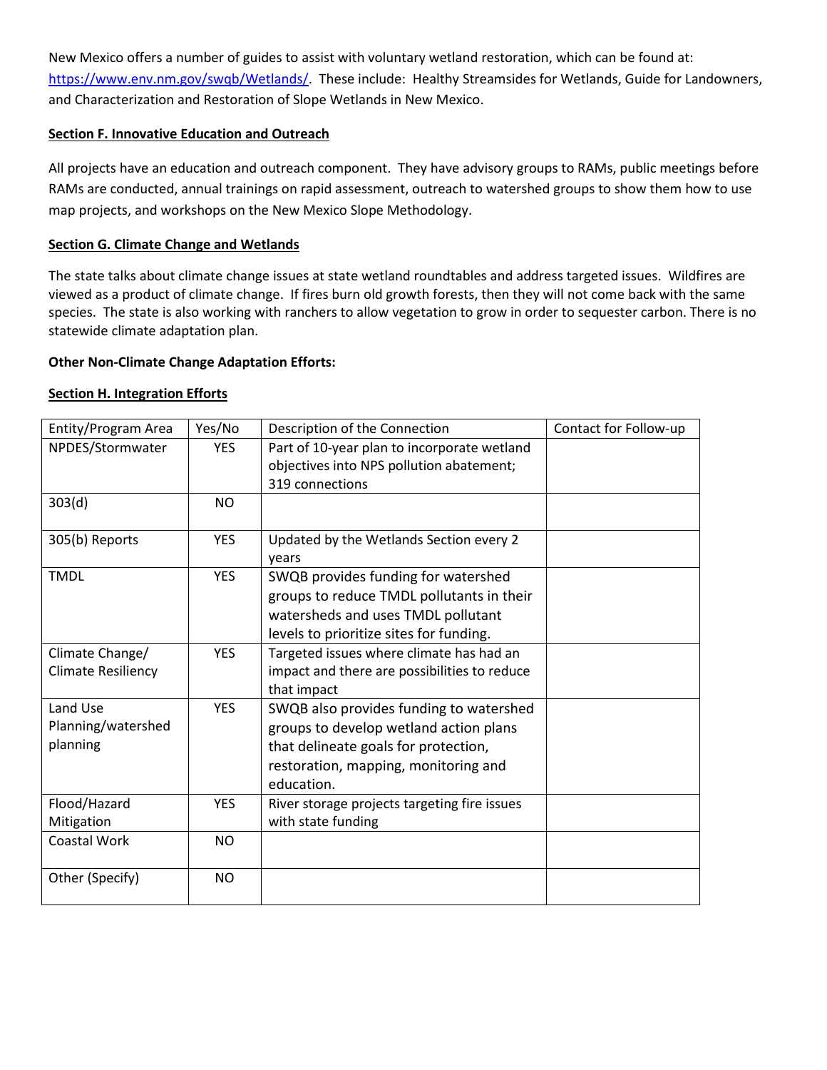New Mexico offers a number of guides to assist with voluntary wetland restoration, which can be found at: https://www.env.nm.gov/swqb/Wetlands/. These include: Healthy Streamsides for Wetlands, Guide for Landowners, and Characterization and Restoration of Slope Wetlands in New Mexico.

## Section F. Innovative Education and Outreach

All projects have an education and outreach component. They have advisory groups to RAMs, public meetings before RAMs are conducted, annual trainings on rapid assessment, outreach to watershed groups to show them how to use map projects, and workshops on the New Mexico Slope Methodology.

## Section G. Climate Change and Wetlands

The state talks about climate change issues at state wetland roundtables and address targeted issues. Wildfires are viewed as a product of climate change. If fires burn old growth forests, then they will not come back with the same species. The state is also working with ranchers to allow vegetation to grow in order to sequester carbon. There is no statewide climate adaptation plan.

**Other Non-Climate Change Adaptation Efforts:**

## Section H. Integration Efforts

| Entity/Program Area | Yes/No | Description of the Connection | Contact for Follow-up |
|---|---|---|---|
| NPDES/Stormwater | YES | Part of 10-year plan to incorporate wetland objectives into NPS pollution abatement; 319 connections | |
| 303(d) | NO | | |
| 305(b) Reports | YES | Updated by the Wetlands Section every 2 years | |
| TMDL | YES | SWQB provides funding for watershed groups to reduce TMDL pollutants in their watersheds and uses TMDL pollutant levels to prioritize sites for funding. | |
| Climate Change/ Climate Resiliency | YES | Targeted issues where climate has had an impact and there are possibilities to reduce that impact | |
| Land Use Planning/watershed planning | YES | SWQB also provides funding to watershed groups to develop wetland action plans that delineate goals for protection, restoration, mapping, monitoring and education. | |
| Flood/Hazard Mitigation | YES | River storage projects targeting fire issues with state funding | |
| Coastal Work | NO | | |
| Other (Specify) | NO | | |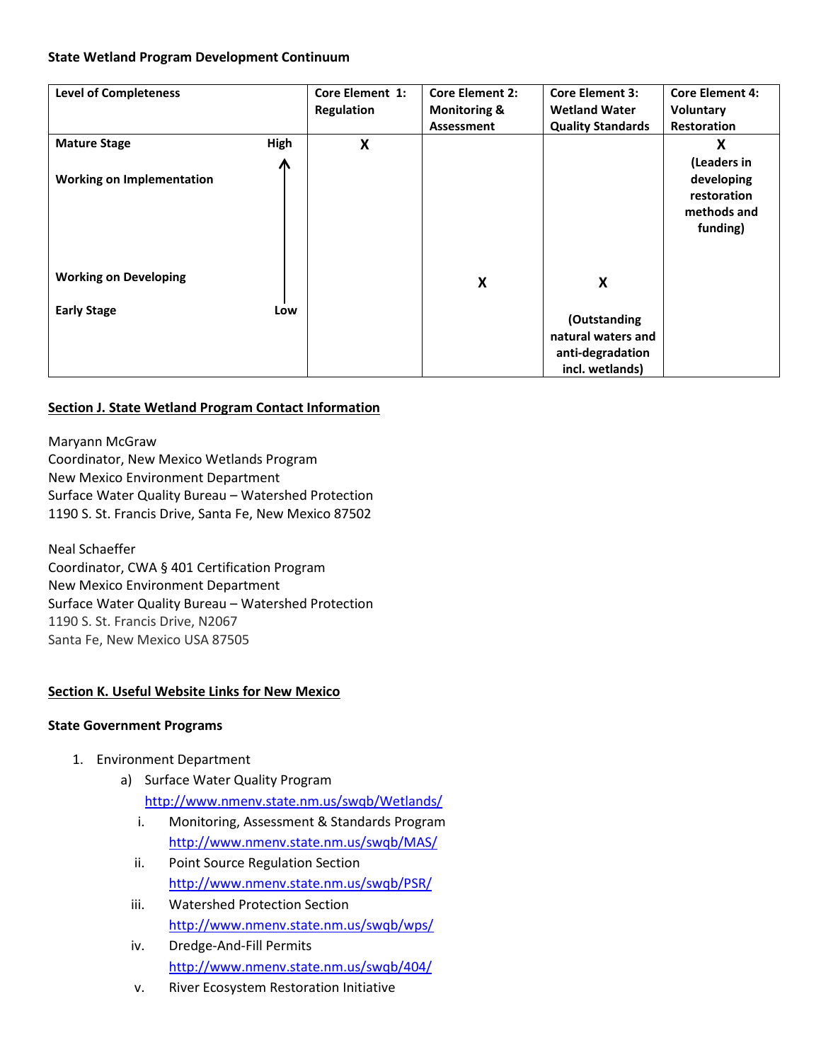**State Wetland Program Development Continuum**

| Level of Completeness | | Core Element 1: Regulation | Core Element 2: Monitoring & Assessment | Core Element 3: Wetland Water Quality Standards | Core Element 4: Voluntary Restoration |
|---|---|---|---|---|---|
| Mature Stage | High | X | | | X (Leaders in developing restoration methods and funding) |
| Working on Implementation | ↑ | | | | |
| Working on Developing | | | X | X | |
| Early Stage | Low | | | (Outstanding natural waters and anti-degradation incl. wetlands) | |

## Section J. State Wetland Program Contact Information

Maryann McGraw
Coordinator, New Mexico Wetlands Program
New Mexico Environment Department
Surface Water Quality Bureau – Watershed Protection
1190 S. St. Francis Drive, Santa Fe, New Mexico 87502

Neal Schaeffer
Coordinator, CWA § 401 Certification Program
New Mexico Environment Department
Surface Water Quality Bureau – Watershed Protection
1190 S. St. Francis Drive, N2067
Santa Fe, New Mexico USA 87505

## Section K. Useful Website Links for New Mexico

**State Government Programs**

1. Environment Department
   a) Surface Water Quality Program
      http://www.nmenv.state.nm.us/swqb/Wetlands/
      i. Monitoring, Assessment & Standards Program
         http://www.nmenv.state.nm.us/swqb/MAS/
      ii. Point Source Regulation Section
          http://www.nmenv.state.nm.us/swqb/PSR/
      iii. Watershed Protection Section
           http://www.nmenv.state.nm.us/swqb/wps/
      iv. Dredge-And-Fill Permits
          http://www.nmenv.state.nm.us/swqb/404/
      v. River Ecosystem Restoration Initiative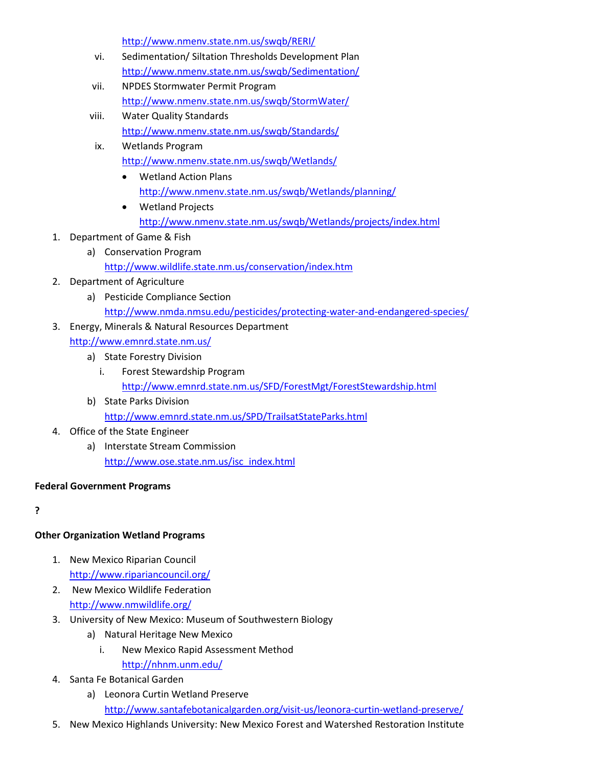http://www.nmenv.state.nm.us/swqb/RERI/

vi. Sedimentation/ Siltation Thresholds Development Plan
http://www.nmenv.state.nm.us/swqb/Sedimentation/

vii. NPDES Stormwater Permit Program
http://www.nmenv.state.nm.us/swqb/StormWater/

viii. Water Quality Standards
http://www.nmenv.state.nm.us/swqb/Standards/

ix. Wetlands Program
http://www.nmenv.state.nm.us/swqb/Wetlands/

- Wetland Action Plans
  http://www.nmenv.state.nm.us/swqb/Wetlands/planning/
- Wetland Projects
  http://www.nmenv.state.nm.us/swqb/Wetlands/projects/index.html

1. Department of Game & Fish
   a) Conservation Program
      http://www.wildlife.state.nm.us/conservation/index.htm
2. Department of Agriculture
   a) Pesticide Compliance Section
      http://www.nmda.nmsu.edu/pesticides/protecting-water-and-endangered-species/
3. Energy, Minerals & Natural Resources Department
   http://www.emnrd.state.nm.us/
   a) State Forestry Division
      i. Forest Stewardship Program
         http://www.emnrd.state.nm.us/SFD/ForestMgt/ForestStewardship.html
   b) State Parks Division
      http://www.emnrd.state.nm.us/SPD/TrailsatStateParks.html
4. Office of the State Engineer
   a) Interstate Stream Commission
      http://www.ose.state.nm.us/isc_index.html

**Federal Government Programs**

**?**

**Other Organization Wetland Programs**

1. New Mexico Riparian Council
   http://www.ripariancouncil.org/
2. New Mexico Wildlife Federation
   http://www.nmwildlife.org/
3. University of New Mexico: Museum of Southwestern Biology
   a) Natural Heritage New Mexico
      i. New Mexico Rapid Assessment Method
         http://nhnm.unm.edu/
4. Santa Fe Botanical Garden
   a) Leonora Curtin Wetland Preserve
      http://www.santafebotanicalgarden.org/visit-us/leonora-curtin-wetland-preserve/
5. New Mexico Highlands University: New Mexico Forest and Watershed Restoration Institute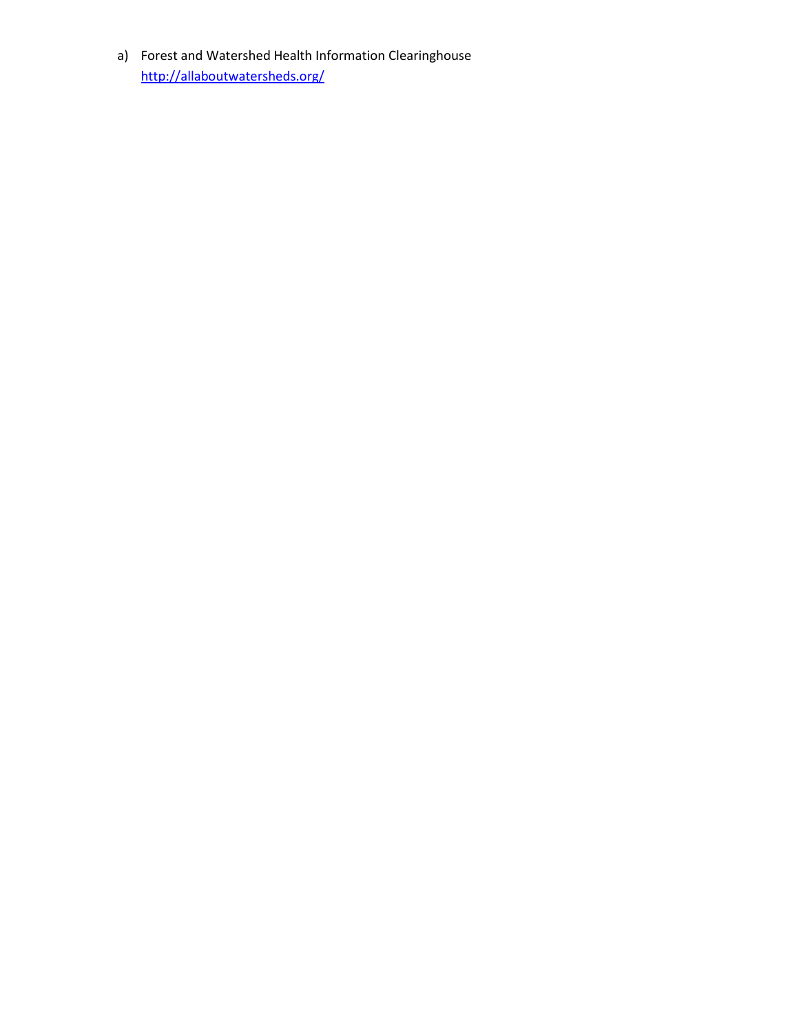a) Forest and Watershed Health Information Clearinghouse
   [http://allaboutwatersheds.org/](http://allaboutwatersheds.org/)